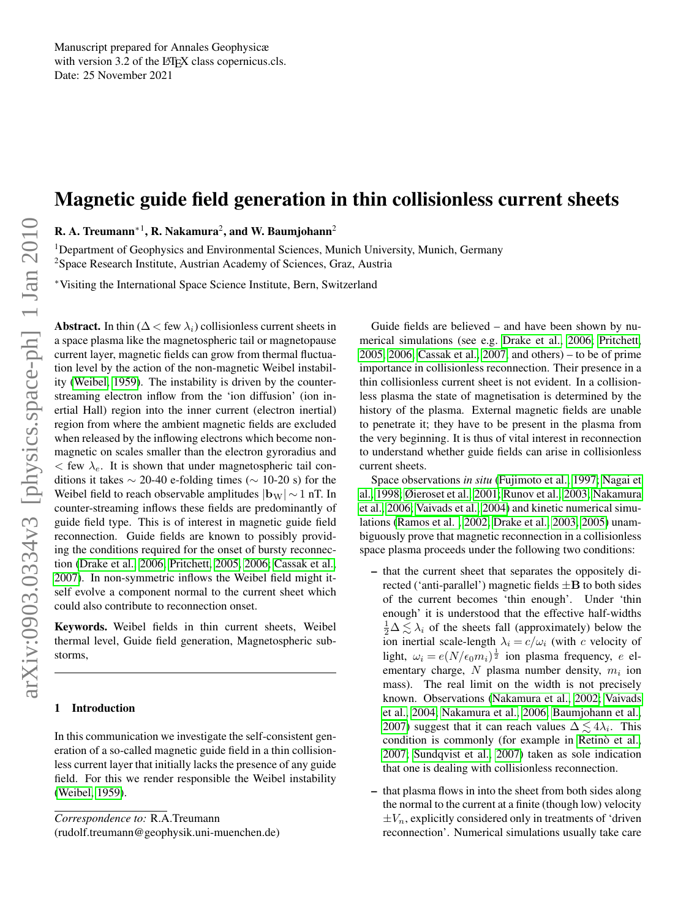Manuscript prepared for Annales Geophysicæ
with version 3.2 of the LaTeX class copernicus.cls.
Date: 25 November 2021

# Magnetic guide field generation in thin collisionless current sheets

**R. A. Treumann**[*,1], **R. Nakamura**[2], **and W. Baumjohann**[2]

[1]Department of Geophysics and Environmental Sciences, Munich University, Munich, Germany
[2]Space Research Institute, Austrian Academy of Sciences, Graz, Austria

[*]Visiting the International Space Science Institute, Bern, Switzerland

**Abstract.** In thin ($\Delta <$ few $\lambda_i$) collisionless current sheets in a space plasma like the magnetospheric tail or magnetopause current layer, magnetic fields can grow from thermal fluctuation level by the action of the non-magnetic Weibel instability (Weibel, 1959). The instability is driven by the counter-streaming electron inflow from the 'ion diffusion' (ion inertial Hall) region into the inner current (electron inertial) region from where the ambient magnetic fields are excluded when released by the inflowing electrons which become non-magnetic on scales smaller than the electron gyroradius and $<$ few $\lambda_e$. It is shown that under magnetospheric tail conditions it takes $\sim$ 20-40 e-folding times ($\sim$ 10-20 s) for the Weibel field to reach observable amplitudes $|\mathbf{b}_\mathrm{W}| \sim 1$ nT. In counter-streaming inflows these fields are predominantly of guide field type. This is of interest in magnetic guide field reconnection. Guide fields are known to possibly providing the conditions required for the onset of bursty reconnection (Drake et al., 2006; Pritchett, 2005, 2006; Cassak et al., 2007). In non-symmetric inflows the Weibel field might itself evolve a component normal to the current sheet which could also contribute to reconnection onset.

**Keywords.** Weibel fields in thin current sheets, Weibel thermal level, Guide field generation, Magnetospheric substorms,

## 1 Introduction

In this communication we investigate the self-consistent generation of a so-called magnetic guide field in a thin collisionless current layer that initially lacks the presence of any guide field. For this we render responsible the Weibel instability (Weibel, 1959).

*Correspondence to:* R.A.Treumann
(rudolf.treumann@geophysik.uni-muenchen.de)

Guide fields are believed – and have been shown by numerical simulations (see e.g. Drake et al., 2006; Pritchett, 2005, 2006; Cassak et al., 2007, and others) – to be of prime importance in collisionless reconnection. Their presence in a thin collisionless current sheet is not evident. In a collisionless plasma the state of magnetisation is determined by the history of the plasma. External magnetic fields are unable to penetrate it; they have to be present in the plasma from the very beginning. It is thus of vital interest in reconnection to understand whether guide fields can arise in collisionless current sheets.

Space observations *in situ* (Fujimoto et al., 1997; Nagai et al., 1998; Øieroset et al., 2001; Runov et al., 2003; Nakamura et al., 2006; Vaivads et al., 2004) and kinetic numerical simulations (Ramos et al. , 2002; Drake et al., 2003, 2005) unambiguously prove that magnetic reconnection in a collisionless space plasma proceeds under the following two conditions:

– that the current sheet that separates the oppositely directed ('anti-parallel') magnetic fields $\pm\mathbf{B}$ to both sides of the current becomes 'thin enough'. Under 'thin enough' it is understood that the effective half-widths $\frac{1}{2}\Delta \lesssim \lambda_i$ of the sheets fall (approximately) below the ion inertial scale-length $\lambda_i = c/\omega_i$ (with $c$ velocity of light, $\omega_i = e(N/\epsilon_0 m_i)^{\frac{1}{2}}$ ion plasma frequency, $e$ elementary charge, $N$ plasma number density, $m_i$ ion mass). The real limit on the width is not precisely known. Observations (Nakamura et al., 2002; Vaivads et al., 2004; Nakamura et al., 2006; Baumjohann et al., 2007) suggest that it can reach values $\Delta \lesssim 4\lambda_i$. This condition is commonly (for example in Retinò et al., 2007; Sundqvist et al., 2007) taken as sole indication that one is dealing with collisionless reconnection.

– that plasma flows in into the sheet from both sides along the normal to the current at a finite (though low) velocity $\pm V_n$, explicitly considered only in treatments of 'driven reconnection'. Numerical simulations usually take care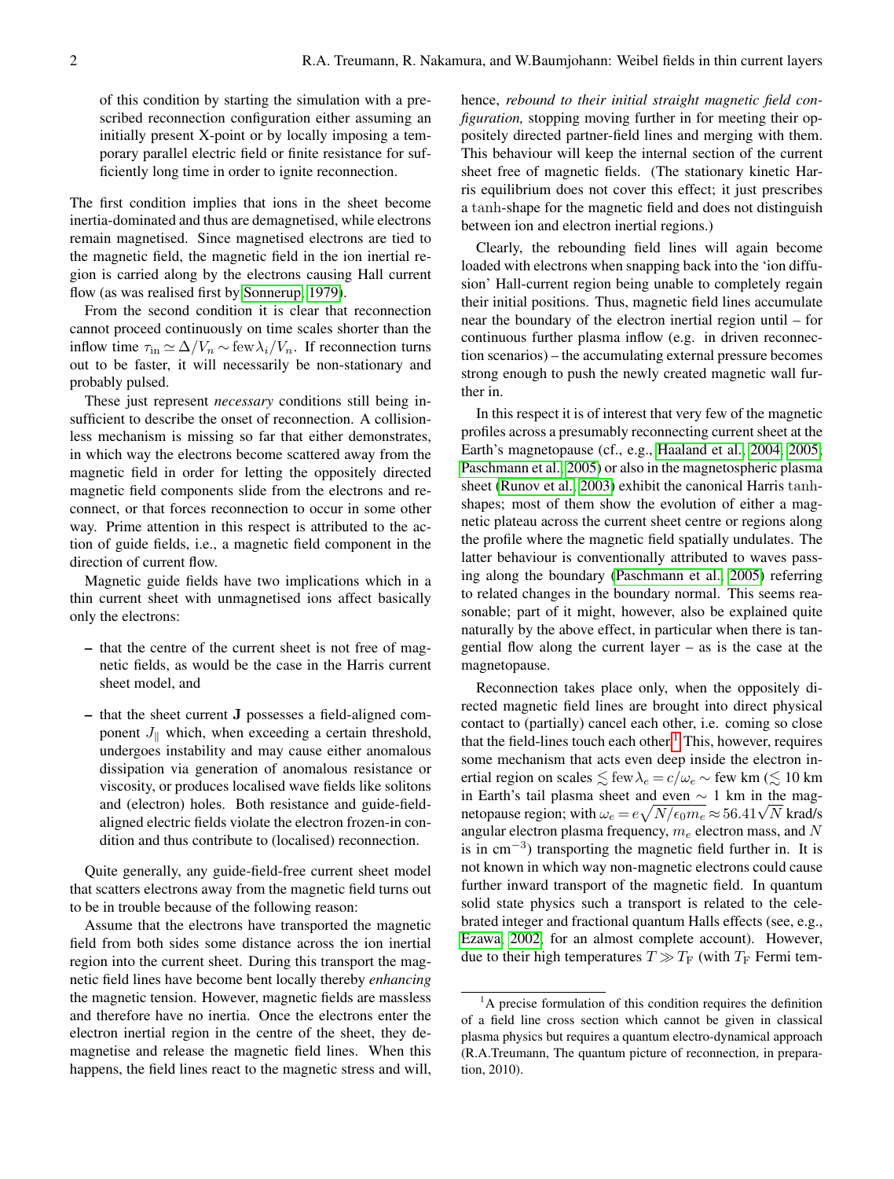of this condition by starting the simulation with a prescribed reconnection configuration either assuming an initially present X-point or by locally imposing a temporary parallel electric field or finite resistance for sufficiently long time in order to ignite reconnection.

The first condition implies that ions in the sheet become inertia-dominated and thus are demagnetised, while electrons remain magnetised. Since magnetised electrons are tied to the magnetic field, the magnetic field in the ion inertial region is carried along by the electrons causing Hall current flow (as was realised first by Sonnerup, 1979).

From the second condition it is clear that reconnection cannot proceed continuously on time scales shorter than the inflow time $\tau_{\rm in} \simeq \Delta/V_n \sim {\rm few}\,\lambda_i/V_n$. If reconnection turns out to be faster, it will necessarily be non-stationary and probably pulsed.

These just represent *necessary* conditions still being insufficient to describe the onset of reconnection. A collisionless mechanism is missing so far that either demonstrates, in which way the electrons become scattered away from the magnetic field in order for letting the oppositely directed magnetic field components slide from the electrons and reconnect, or that forces reconnection to occur in some other way. Prime attention in this respect is attributed to the action of guide fields, i.e., a magnetic field component in the direction of current flow.

Magnetic guide fields have two implications which in a thin current sheet with unmagnetised ions affect basically only the electrons:

- that the centre of the current sheet is not free of magnetic fields, as would be the case in the Harris current sheet model, and
- that the sheet current $\mathbf{J}$ possesses a field-aligned component $J_\|$ which, when exceeding a certain threshold, undergoes instability and may cause either anomalous dissipation via generation of anomalous resistance or viscosity, or produces localised wave fields like solitons and (electron) holes. Both resistance and guide-field-aligned electric fields violate the electron frozen-in condition and thus contribute to (localised) reconnection.

Quite generally, any guide-field-free current sheet model that scatters electrons away from the magnetic field turns out to be in trouble because of the following reason:

Assume that the electrons have transported the magnetic field from both sides some distance across the ion inertial region into the current sheet. During this transport the magnetic field lines have become bent locally thereby *enhancing* the magnetic tension. However, magnetic fields are massless and therefore have no inertia. Once the electrons enter the electron inertial region in the centre of the sheet, they demagnetise and release the magnetic field lines. When this happens, the field lines react to the magnetic stress and will, hence, *rebound to their initial straight magnetic field configuration,* stopping moving further in for meeting their oppositely directed partner-field lines and merging with them. This behaviour will keep the internal section of the current sheet free of magnetic fields. (The stationary kinetic Harris equilibrium does not cover this effect; it just prescribes a $\tanh$-shape for the magnetic field and does not distinguish between ion and electron inertial regions.)

Clearly, the rebounding field lines will again become loaded with electrons when snapping back into the 'ion diffusion' Hall-current region being unable to completely regain their initial positions. Thus, magnetic field lines accumulate near the boundary of the electron inertial region until – for continuous further plasma inflow (e.g. in driven reconnection scenarios) – the accumulating external pressure becomes strong enough to push the newly created magnetic wall further in.

In this respect it is of interest that very few of the magnetic profiles across a presumably reconnecting current sheet at the Earth's magnetopause (cf., e.g., Haaland et al., 2004, 2005; Paschmann et al., 2005) or also in the magnetospheric plasma sheet (Runov et al., 2003) exhibit the canonical Harris $\tanh$-shapes; most of them show the evolution of either a magnetic plateau across the current sheet centre or regions along the profile where the magnetic field spatially undulates. The latter behaviour is conventionally attributed to waves passing along the boundary (Paschmann et al., 2005) referring to related changes in the boundary normal. This seems reasonable; part of it might, however, also be explained quite naturally by the above effect, in particular when there is tangential flow along the current layer – as is the case at the magnetopause.

Reconnection takes place only, when the oppositely directed magnetic field lines are brought into direct physical contact to (partially) cancel each other, i.e. coming so close that the field-lines touch each other.[1] This, however, requires some mechanism that acts even deep inside the electron inertial region on scales $\lesssim {\rm few}\,\lambda_e = c/\omega_e \sim$ few km ($\lesssim 10$ km in Earth's tail plasma sheet and even $\sim 1$ km in the magnetopause region; with $\omega_e = e\sqrt{N/\epsilon_0 m_e} \approx 56.41\sqrt{N}$ krad/s angular electron plasma frequency, $m_e$ electron mass, and $N$ is in cm$^{-3}$) transporting the magnetic field further in. It is not known in which way non-magnetic electrons could cause further inward transport of the magnetic field. In quantum solid state physics such a transport is related to the celebrated integer and fractional quantum Halls effects (see, e.g., Ezawa, 2002, for an almost complete account). However, due to their high temperatures $T \gg T_{\rm F}$ (with $T_{\rm F}$ Fermi tem-

[1] A precise formulation of this condition requires the definition of a field line cross section which cannot be given in classical plasma physics but requires a quantum electro-dynamical approach (R.A.Treumann, The quantum picture of reconnection, in preparation, 2010).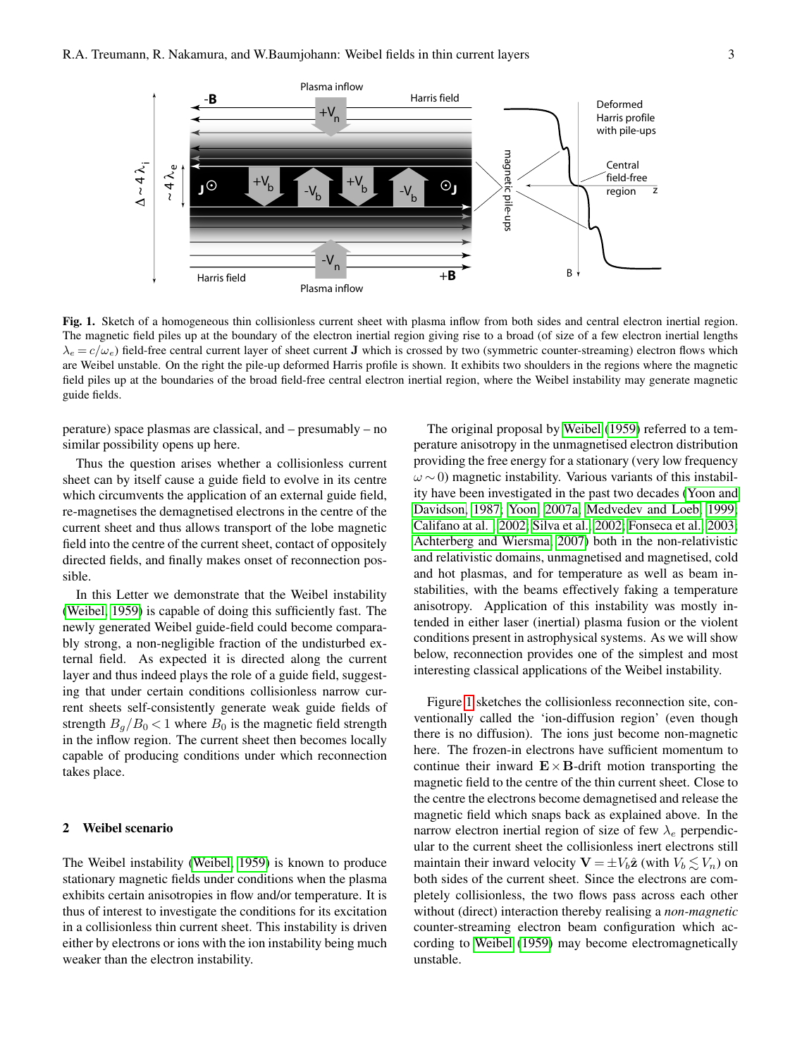**Fig. 1.** Sketch of a homogeneous thin collisionless current sheet with plasma inflow from both sides and central electron inertial region. The magnetic field piles up at the boundary of the electron inertial region giving rise to a broad (of size of a few electron inertial lengths $\lambda_e = c/\omega_e$) field-free central current layer of sheet current $\mathbf{J}$ which is crossed by two (symmetric counter-streaming) electron flows which are Weibel unstable. On the right the pile-up deformed Harris profile is shown. It exhibits two shoulders in the regions where the magnetic field piles up at the boundaries of the broad field-free central electron inertial region, where the Weibel instability may generate magnetic guide fields.

perature) space plasmas are classical, and – presumably – no similar possibility opens up here.

Thus the question arises whether a collisionless current sheet can by itself cause a guide field to evolve in its centre which circumvents the application of an external guide field, re-magnetises the demagnetised electrons in the centre of the current sheet and thus allows transport of the lobe magnetic field into the centre of the current sheet, contact of oppositely directed fields, and finally makes onset of reconnection possible.

In this Letter we demonstrate that the Weibel instability (Weibel, 1959) is capable of doing this sufficiently fast. The newly generated Weibel guide-field could become comparably strong, a non-negligible fraction of the undisturbed external field. As expected it is directed along the current layer and thus indeed plays the role of a guide field, suggesting that under certain conditions collisionless narrow current sheets self-consistently generate weak guide fields of strength $B_g/B_0 < 1$ where $B_0$ is the magnetic field strength in the inflow region. The current sheet then becomes locally capable of producing conditions under which reconnection takes place.

## 2 Weibel scenario

The Weibel instability (Weibel, 1959) is known to produce stationary magnetic fields under conditions when the plasma exhibits certain anisotropies in flow and/or temperature. It is thus of interest to investigate the conditions for its excitation in a collisionless thin current sheet. This instability is driven either by electrons or ions with the ion instability being much weaker than the electron instability.

The original proposal by Weibel (1959) referred to a temperature anisotropy in the unmagnetised electron distribution providing the free energy for a stationary (very low frequency $\omega \sim 0$) magnetic instability. Various variants of this instability have been investigated in the past two decades (Yoon and Davidson, 1987; Yoon, 2007a; Medvedev and Loeb, 1999; Califano at al., 2002; Silva et al., 2002; Fonseca et al., 2003; Achterberg and Wiersma, 2007) both in the non-relativistic and relativistic domains, unmagnetised and magnetised, cold and hot plasmas, and for temperature as well as beam instabilities, with the beams effectively faking a temperature anisotropy. Application of this instability was mostly intended in either laser (inertial) plasma fusion or the violent conditions present in astrophysical systems. As we will show below, reconnection provides one of the simplest and most interesting classical applications of the Weibel instability.

Figure 1 sketches the collisionless reconnection site, conventionally called the 'ion-diffusion region' (even though there is no diffusion). The ions just become non-magnetic here. The frozen-in electrons have sufficient momentum to continue their inward $\mathbf{E}\times\mathbf{B}$-drift motion transporting the magnetic field to the centre of the thin current sheet. Close to the centre the electrons become demagnetised and release the magnetic field which snaps back as explained above. In the narrow electron inertial region of size of few $\lambda_e$ perpendicular to the current sheet the collisionless inert electrons still maintain their inward velocity $\mathbf{V} = \pm V_b\hat{\mathbf{z}}$ (with $V_b \lesssim V_n$) on both sides of the current sheet. Since the electrons are completely collisionless, the two flows pass across each other without (direct) interaction thereby realising a *non-magnetic* counter-streaming electron beam configuration which according to Weibel (1959) may become electromagnetically unstable.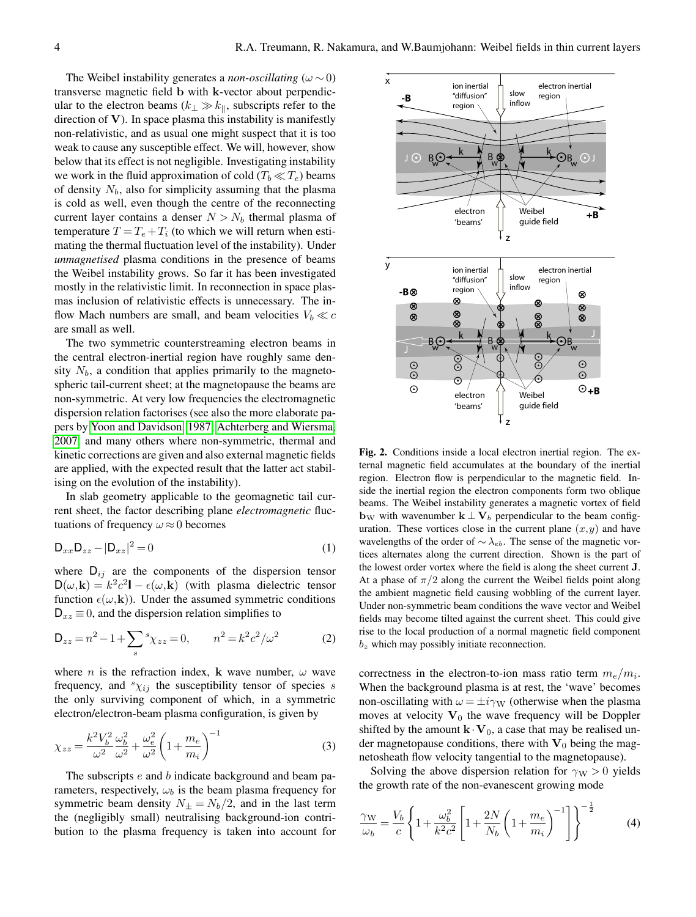The Weibel instability generates a *non-oscillating* ($\omega \sim 0$) transverse magnetic field $\mathbf{b}$ with $\mathbf{k}$-vector about perpendicular to the electron beams ($k_\perp \gg k_\|$, subscripts refer to the direction of $\mathbf{V}$). In space plasma this instability is manifestly non-relativistic, and as usual one might suspect that it is too weak to cause any susceptible effect. We will, however, show below that its effect is not negligible. Investigating instability we work in the fluid approximation of cold ($T_b \ll T_e$) beams of density $N_b$, also for simplicity assuming that the plasma is cold as well, even though the centre of the reconnecting current layer contains a denser $N > N_b$ thermal plasma of temperature $T = T_e + T_i$ (to which we will return when estimating the thermal fluctuation level of the instability). Under *unmagnetised* plasma conditions in the presence of beams the Weibel instability grows. So far it has been investigated mostly in the relativistic limit. In reconnection in space plasmas inclusion of relativistic effects is unnecessary. The inflow Mach numbers are small, and beam velocities $V_b \ll c$ are small as well.

The two symmetric counterstreaming electron beams in the central electron-inertial region have roughly same density $N_b$, a condition that applies primarily to the magnetospheric tail-current sheet; at the magnetopause the beams are non-symmetric. At very low frequencies the electromagnetic dispersion relation factorises (see also the more elaborate papers by Yoon and Davidson, 1987; Achterberg and Wiersma, 2007, and many others where non-symmetric, thermal and kinetic corrections are given and also external magnetic fields are applied, with the expected result that the latter act stabilising on the evolution of the instability).

In slab geometry applicable to the geomagnetic tail current sheet, the factor describing plane *electromagnetic* fluctuations of frequency $\omega \approx 0$ becomes

$$\mathsf{D}_{xx}\mathsf{D}_{zz} - |\mathsf{D}_{xz}|^2 = 0 \tag{1}$$

where $\mathsf{D}_{ij}$ are the components of the dispersion tensor $\mathsf{D}(\omega,\mathbf{k}) = k^2c^2\mathsf{I} - \epsilon(\omega,\mathbf{k})$ (with plasma dielectric tensor function $\epsilon(\omega,\mathbf{k})$). Under the assumed symmetric conditions $\mathsf{D}_{xz} \equiv 0$, and the dispersion relation simplifies to

$$\mathsf{D}_{zz} = n^2 - 1 + \sum_s {}^s\chi_{zz} = 0, \qquad n^2 = k^2c^2/\omega^2 \tag{2}$$

where $n$ is the refraction index, $\mathbf{k}$ wave number, $\omega$ wave frequency, and ${}^s\chi_{ij}$ the susceptibility tensor of species $s$ the only surviving component of which, in a symmetric electron/electron-beam plasma configuration, is given by

$$\chi_{zz} = \frac{k^2V_b^2}{\omega^2}\frac{\omega_b^2}{\omega^2} + \frac{\omega_e^2}{\omega^2}\left(1 + \frac{m_e}{m_i}\right)^{-1} \tag{3}$$

The subscripts $e$ and $b$ indicate background and beam parameters, respectively, $\omega_b$ is the beam plasma frequency for symmetric beam density $N_\pm = N_b/2$, and in the last term the (negligibly small) neutralising background-ion contribution to the plasma frequency is taken into account for correctness in the electron-to-ion mass ratio term $m_e/m_i$. When the background plasma is at rest, the 'wave' becomes non-oscillating with $\omega = \pm i\gamma_\mathrm{W}$ (otherwise when the plasma moves at velocity $\mathbf{V}_0$ the wave frequency will be Doppler shifted by the amount $\mathbf{k}\cdot\mathbf{V}_0$, a case that may be realised under magnetopause conditions, there with $\mathbf{V}_0$ being the magnetosheath flow velocity tangential to the magnetopause).

Solving the above dispersion relation for $\gamma_\mathrm{W} > 0$ yields the growth rate of the non-evanescent growing mode

$$\frac{\gamma_\mathrm{W}}{\omega_b} = \frac{V_b}{c}\left\{1 + \frac{\omega_b^2}{k^2c^2}\left[1 + \frac{2N}{N_b}\left(1 + \frac{m_e}{m_i}\right)^{-1}\right]\right\}^{-\frac{1}{2}} \tag{4}$$

**Fig. 2.** Conditions inside a local electron inertial region. The external magnetic field accumulates at the boundary of the inertial region. Electron flow is perpendicular to the magnetic field. Inside the inertial region the electron components form two oblique beams. The Weibel instability generates a magnetic vortex of field $\mathbf{b}_\mathrm{W}$ with wavenumber $\mathbf{k} \perp \mathbf{V}_b$ perpendicular to the beam configuration. These vortices close in the current plane $(x,y)$ and have wavelengths of the order of $\sim \lambda_{eb}$. The sense of the magnetic vortices alternates along the current direction. Shown is the part of the lowest order vortex where the field is along the sheet current $\mathbf{J}$. At a phase of $\pi/2$ along the current the Weibel fields point along the ambient magnetic field causing wobbling of the current layer. Under non-symmetric beam conditions the wave vector and Weibel fields may become tilted against the current sheet. This could give rise to the local production of a normal magnetic field component $b_z$ which may possibly initiate reconnection.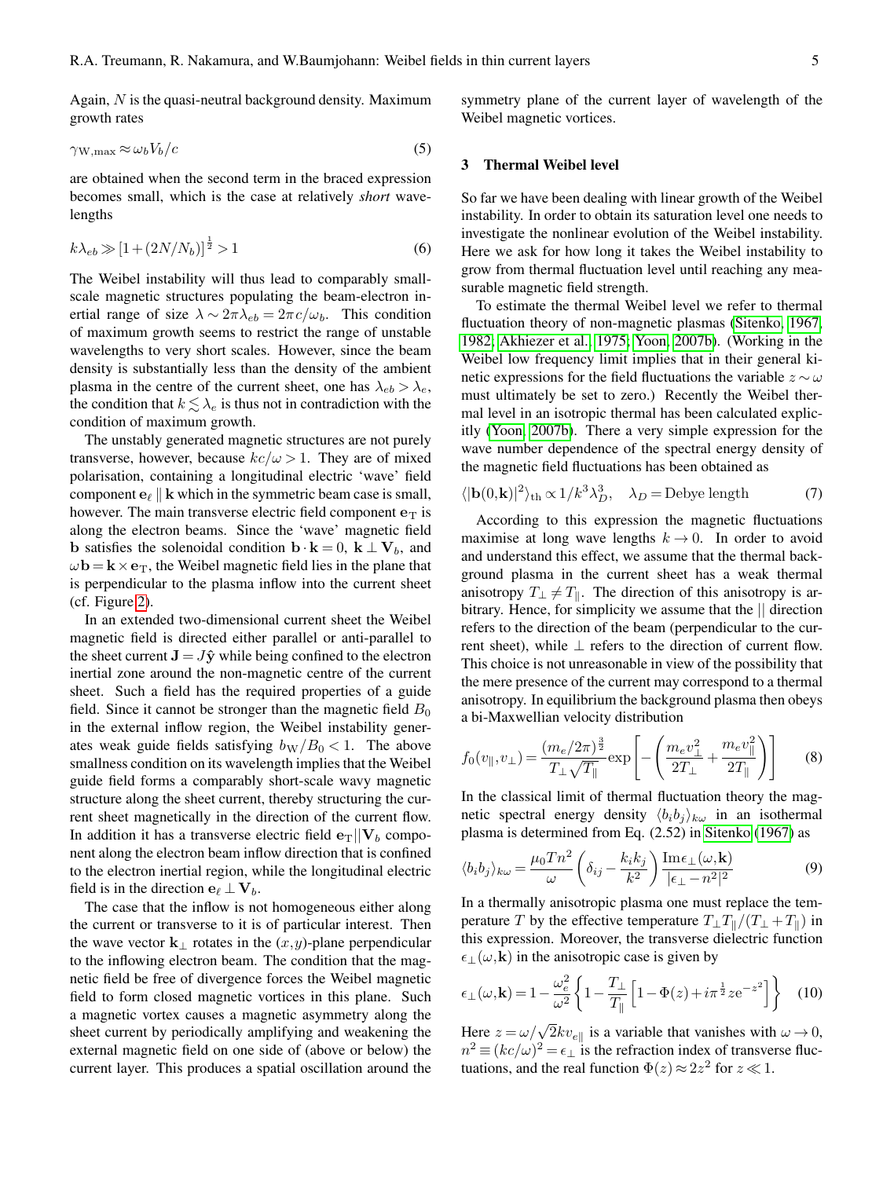Again, $N$ is the quasi-neutral background density. Maximum growth rates

$$\gamma_{\mathrm{W,max}} \approx \omega_b V_b / c \tag{5}$$

are obtained when the second term in the braced expression becomes small, which is the case at relatively *short* wavelengths

$$k\lambda_{eb} \gg [1 + (2N/N_b)]^{\frac{1}{2}} > 1 \tag{6}$$

The Weibel instability will thus lead to comparably small-scale magnetic structures populating the beam-electron inertial range of size $\lambda \sim 2\pi\lambda_{eb} = 2\pi c/\omega_b$. This condition of maximum growth seems to restrict the range of unstable wavelengths to very short scales. However, since the beam density is substantially less than the density of the ambient plasma in the centre of the current sheet, one has $\lambda_{eb} > \lambda_e$, the condition that $k \lesssim \lambda_e$ is thus not in contradiction with the condition of maximum growth.

The unstably generated magnetic structures are not purely transverse, however, because $kc/\omega > 1$. They are of mixed polarisation, containing a longitudinal electric 'wave' field component $\mathbf{e}_\ell \parallel \mathbf{k}$ which in the symmetric beam case is small, however. The main transverse electric field component $\mathbf{e}_\mathrm{T}$ is along the electron beams. Since the 'wave' magnetic field $\mathbf{b}$ satisfies the solenoidal condition $\mathbf{b}\cdot\mathbf{k} = 0$, $\mathbf{k} \perp \mathbf{V}_b$, and $\omega\mathbf{b} = \mathbf{k}\times\mathbf{e}_\mathrm{T}$, the Weibel magnetic field lies in the plane that is perpendicular to the plasma inflow into the current sheet (cf. Figure 2).

In an extended two-dimensional current sheet the Weibel magnetic field is directed either parallel or anti-parallel to the sheet current $\mathbf{J} = J\hat{\mathbf{y}}$ while being confined to the electron inertial zone around the non-magnetic centre of the current sheet. Such a field has the required properties of a guide field. Since it cannot be stronger than the magnetic field $B_0$ in the external inflow region, the Weibel instability generates weak guide fields satisfying $b_\mathrm{W}/B_0 < 1$. The above smallness condition on its wavelength implies that the Weibel guide field forms a comparably short-scale wavy magnetic structure along the sheet current, thereby structuring the current sheet magnetically in the direction of the current flow. In addition it has a transverse electric field $\mathbf{e}_\mathrm{T} || \mathbf{V}_b$ component along the electron beam inflow direction that is confined to the electron inertial region, while the longitudinal electric field is in the direction $\mathbf{e}_\ell \perp \mathbf{V}_b$.

The case that the inflow is not homogeneous either along the current or transverse to it is of particular interest. Then the wave vector $\mathbf{k}_\perp$ rotates in the $(x,y)$-plane perpendicular to the inflowing electron beam. The condition that the magnetic field be free of divergence forces the Weibel magnetic field to form closed magnetic vortices in this plane. Such a magnetic vortex causes a magnetic asymmetry along the sheet current by periodically amplifying and weakening the external magnetic field on one side of (above or below) the current layer. This produces a spatial oscillation around the symmetry plane of the current layer of wavelength of the Weibel magnetic vortices.

## 3 Thermal Weibel level

So far we have been dealing with linear growth of the Weibel instability. In order to obtain its saturation level one needs to investigate the nonlinear evolution of the Weibel instability. Here we ask for how long it takes the Weibel instability to grow from thermal fluctuation level until reaching any measurable magnetic field strength.

To estimate the thermal Weibel level we refer to thermal fluctuation theory of non-magnetic plasmas (Sitenko, 1967, 1982; Akhiezer et al., 1975; Yoon, 2007b). (Working in the Weibel low frequency limit implies that in their general kinetic expressions for the field fluctuations the variable $z \sim \omega$ must ultimately be set to zero.) Recently the Weibel thermal level in an isotropic thermal has been calculated explicitly (Yoon, 2007b). There a very simple expression for the wave number dependence of the spectral energy density of the magnetic field fluctuations has been obtained as

$$\langle|\mathbf{b}(0,\mathbf{k})|^2\rangle_{\mathrm{th}} \propto 1/k^3\lambda_D^3, \quad \lambda_D = \text{Debye length} \tag{7}$$

According to this expression the magnetic fluctuations maximise at long wave lengths $k \to 0$. In order to avoid and understand this effect, we assume that the thermal background plasma in the current sheet has a weak thermal anisotropy $T_\perp \neq T_\parallel$. The direction of this anisotropy is arbitrary. Hence, for simplicity we assume that the $||$ direction refers to the direction of the beam (perpendicular to the current sheet), while $\perp$ refers to the direction of current flow. This choice is not unreasonable in view of the possibility that the mere presence of the current may correspond to a thermal anisotropy. In equilibrium the background plasma then obeys a bi-Maxwellian velocity distribution

$$f_0(v_\parallel, v_\perp) = \frac{(m_e/2\pi)^{\frac{3}{2}}}{T_\perp\sqrt{T_\parallel}} \exp\left[-\left(\frac{m_e v_\perp^2}{2T_\perp} + \frac{m_e v_\parallel^2}{2T_\parallel}\right)\right] \tag{8}$$

In the classical limit of thermal fluctuation theory the magnetic spectral energy density $\langle b_i b_j\rangle_{k\omega}$ in an isothermal plasma is determined from Eq. (2.52) in Sitenko (1967) as

$$\langle b_i b_j\rangle_{k\omega} = \frac{\mu_0 T n^2}{\omega}\left(\delta_{ij} - \frac{k_i k_j}{k^2}\right)\frac{\mathrm{Im}\epsilon_\perp(\omega,\mathbf{k})}{|\epsilon_\perp - n^2|^2} \tag{9}$$

In a thermally anisotropic plasma one must replace the temperature $T$ by the effective temperature $T_\perp T_\parallel/(T_\perp + T_\parallel)$ in this expression. Moreover, the transverse dielectric function $\epsilon_\perp(\omega,\mathbf{k})$ in the anisotropic case is given by

$$\epsilon_\perp(\omega,\mathbf{k}) = 1 - \frac{\omega_e^2}{\omega^2}\left\{1 - \frac{T_\perp}{T_\parallel}\left[1 - \Phi(z) + i\pi^{\frac{1}{2}} z \mathrm{e}^{-z^2}\right]\right\} \tag{10}$$

Here $z = \omega/\sqrt{2}kv_{e\parallel}$ is a variable that vanishes with $\omega \to 0$, $n^2 \equiv (kc/\omega)^2 = \epsilon_\perp$ is the refraction index of transverse fluctuations, and the real function $\Phi(z) \approx 2z^2$ for $z \ll 1$.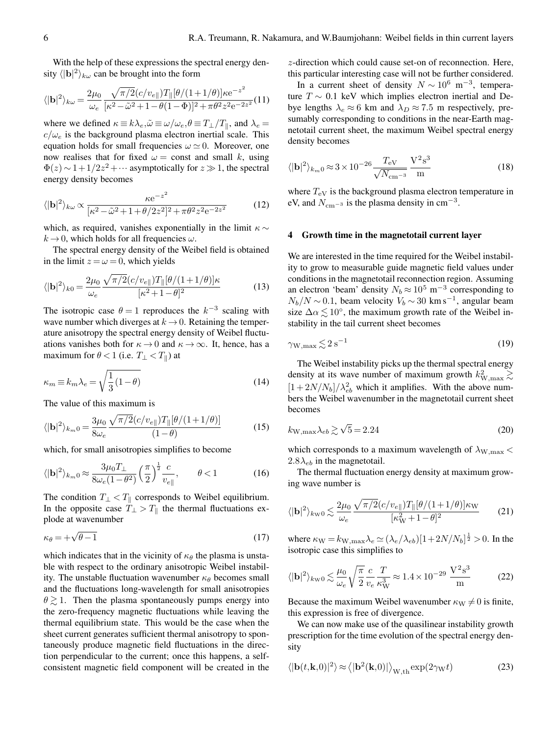With the help of these expressions the spectral energy density $\langle|\mathbf{b}|^2\rangle_{k\omega}$ can be brought into the form

$$\langle|\mathbf{b}|^2\rangle_{k\omega} = \frac{2\mu_0}{\omega_e}\frac{\sqrt{\pi/2}(c/v_{e\|})T_\|[\theta/(1+1/\theta)]\kappa \mathrm{e}^{-z^2}}{[\kappa^2-\tilde{\omega}^2+1-\theta(1-\Phi)]^2+\pi\theta^2z^2\mathrm{e}^{-2z^2}} \tag{11}$$

where we defined $\kappa\equiv k\lambda_e, \tilde{\omega}\equiv\omega/\omega_e, \theta\equiv T_\perp/T_\|$, and $\lambda_e = c/\omega_e$ is the background plasma electron inertial scale. This equation holds for small frequencies $\omega\simeq 0$. Moreover, one now realises that for fixed $\omega = $ const and small $k$, using $\Phi(z)\sim 1+1/2z^2+\cdots$ asymptotically for $z\gg 1$, the spectral energy density becomes

$$\langle|\mathbf{b}|^2\rangle_{k\omega} \propto \frac{\kappa \mathrm{e}^{-z^2}}{[\kappa^2-\tilde{\omega}^2+1+\theta/2z^2]^2+\pi\theta^2z^2\mathrm{e}^{-2z^2}} \tag{12}$$

which, as required, vanishes exponentially in the limit $\kappa\sim k\to 0$, which holds for all frequencies $\omega$.

The spectral energy density of the Weibel field is obtained in the limit $z=\omega=0$, which yields

$$\langle|\mathbf{b}|^2\rangle_{k0} = \frac{2\mu_0}{\omega_e}\frac{\sqrt{\pi/2}(c/v_{e\|})T_\|[\theta/(1+1/\theta)]\kappa}{[\kappa^2+1-\theta]^2} \tag{13}$$

The isotropic case $\theta = 1$ reproduces the $k^{-3}$ scaling with wave number which diverges at $k\to 0$. Retaining the temperature anisotropy the spectral energy density of Weibel fluctuations vanishes both for $\kappa\to 0$ and $\kappa\to\infty$. It, hence, has a maximum for $\theta<1$ (i.e. $T_\perp<T_\|$) at

$$\kappa_m \equiv k_m\lambda_e = \sqrt{\frac{1}{3}(1-\theta)} \tag{14}$$

The value of this maximum is

$$\langle|\mathbf{b}|^2\rangle_{k_m0} = \frac{3\mu_0}{8\omega_e}\frac{\sqrt{\pi/2}(c/v_{e\|})T_\|[\theta/(1+1/\theta)]}{(1-\theta)} \tag{15}$$

which, for small anisotropies simplifies to become

$$\langle|\mathbf{b}|^2\rangle_{k_m0} \approx \frac{3\mu_0 T_\perp}{8\omega_e(1-\theta^2)}\left(\frac{\pi}{2}\right)^{\frac{1}{2}}\frac{c}{v_{e\|}}, \qquad \theta<1 \tag{16}$$

The condition $T_\perp<T_\|$ corresponds to Weibel equilibrium. In the opposite case $T_\perp>T_\|$ the thermal fluctuations explode at wavenumber

$$\kappa_\theta = +\sqrt{\theta-1} \tag{17}$$

which indicates that in the vicinity of $\kappa_\theta$ the plasma is unstable with respect to the ordinary anisotropic Weibel instability. The unstable fluctuation wavenumber $\kappa_\theta$ becomes small and the fluctuations long-wavelength for small anisotropies $\theta\gtrsim 1$. Then the plasma spontaneously pumps energy into the zero-frequency magnetic fluctuations while leaving the thermal equilibrium state. This would be the case when the sheet current generates sufficient thermal anisotropy to spontaneously produce magnetic field fluctuations in the direction perpendicular to the current; once this happens, a self-consistent magnetic field component will be created in the $z$-direction which could cause set-on of reconnection. Here, this particular interesting case will not be further considered.

In a current sheet of density $N\sim 10^6$ m$^{-3}$, temperature $T\sim 0.1$ keV which implies electron inertial and Debye lengths $\lambda_e\approx 6$ km and $\lambda_D\approx 7.5$ m respectively, presumably corresponding to conditions in the near-Earth magnetotail current sheet, the maximum Weibel spectral energy density becomes

$$\langle|\mathbf{b}|^2\rangle_{k_m0} \approx 3\times 10^{-26}\frac{T_{\mathrm{eV}}}{\sqrt{N_{\mathrm{cm}^{-3}}}}\frac{\mathrm{V}^2\mathrm{s}^3}{\mathrm{m}} \tag{18}$$

where $T_{\mathrm{eV}}$ is the background plasma electron temperature in eV, and $N_{\mathrm{cm}^{-3}}$ is the plasma density in cm$^{-3}$.

## 4 Growth time in the magnetotail current layer

We are interested in the time required for the Weibel instability to grow to measurable guide magnetic field values under conditions in the magnetotail reconnection region. Assuming an electron 'beam' density $N_b\approx 10^5$ m$^{-3}$ corresponding to $N_b/N\sim 0.1$, beam velocity $V_b\sim 30$ km s$^{-1}$, angular beam size $\Delta\alpha\lesssim 10^\circ$, the maximum growth rate of the Weibel instability in the tail current sheet becomes

$$\gamma_{\mathrm{W,max}} \lesssim 2\ \mathrm{s}^{-1} \tag{19}$$

The Weibel instability picks up the thermal spectral energy density at its wave number of maximum growth $k^2_{\mathrm{W,max}}\gtrsim [1+2N/N_b]/\lambda^2_{eb}$ which it amplifies. With the above numbers the Weibel wavenumber in the magnetotail current sheet becomes

$$k_{\mathrm{W,max}}\lambda_{eb} \gtrsim \sqrt{5} = 2.24 \tag{20}$$

which corresponds to a maximum wavelength of $\lambda_{\mathrm{W,max}} < 2.8\lambda_{eb}$ in the magnetotail.

The thermal fluctuation energy density at maximum growing wave number is

$$\langle|\mathbf{b}|^2\rangle_{k\mathrm{W}0} \lesssim \frac{2\mu_0}{\omega_e}\frac{\sqrt{\pi/2}(c/v_{e\|})T_\|[\theta/(1+1/\theta)]\kappa_{\mathrm{W}}}{[\kappa^2_{\mathrm{W}}+1-\theta]^2} \tag{21}$$

where $\kappa_{\mathrm{W}} = k_{\mathrm{W,max}}\lambda_e \simeq (\lambda_e/\lambda_{eb})[1+2N/N_b]^{\frac{1}{2}}>0$. In the isotropic case this simplifies to

$$\langle|\mathbf{b}|^2\rangle_{k\mathrm{W}0} \lesssim \frac{\mu_0}{\omega_e}\sqrt{\frac{\pi}{2}}\frac{c}{v_e}\frac{T}{\kappa^3_{\mathrm{W}}} \approx 1.4\times 10^{-29}\ \frac{\mathrm{V}^2\mathrm{s}^3}{\mathrm{m}} \tag{22}$$

Because the maximum Weibel wavenumber $\kappa_{\mathrm{W}}\neq 0$ is finite, this expression is free of divergence.

We can now make use of the quasilinear instability growth prescription for the time evolution of the spectral energy density

$$\langle|\mathbf{b}(t,\mathbf{k},0)|^2\rangle \approx \left\langle|\mathbf{b}^2(\mathbf{k},0)|\right\rangle_{\mathrm{W,th}}\exp(2\gamma_{\mathrm{W}}t) \tag{23}$$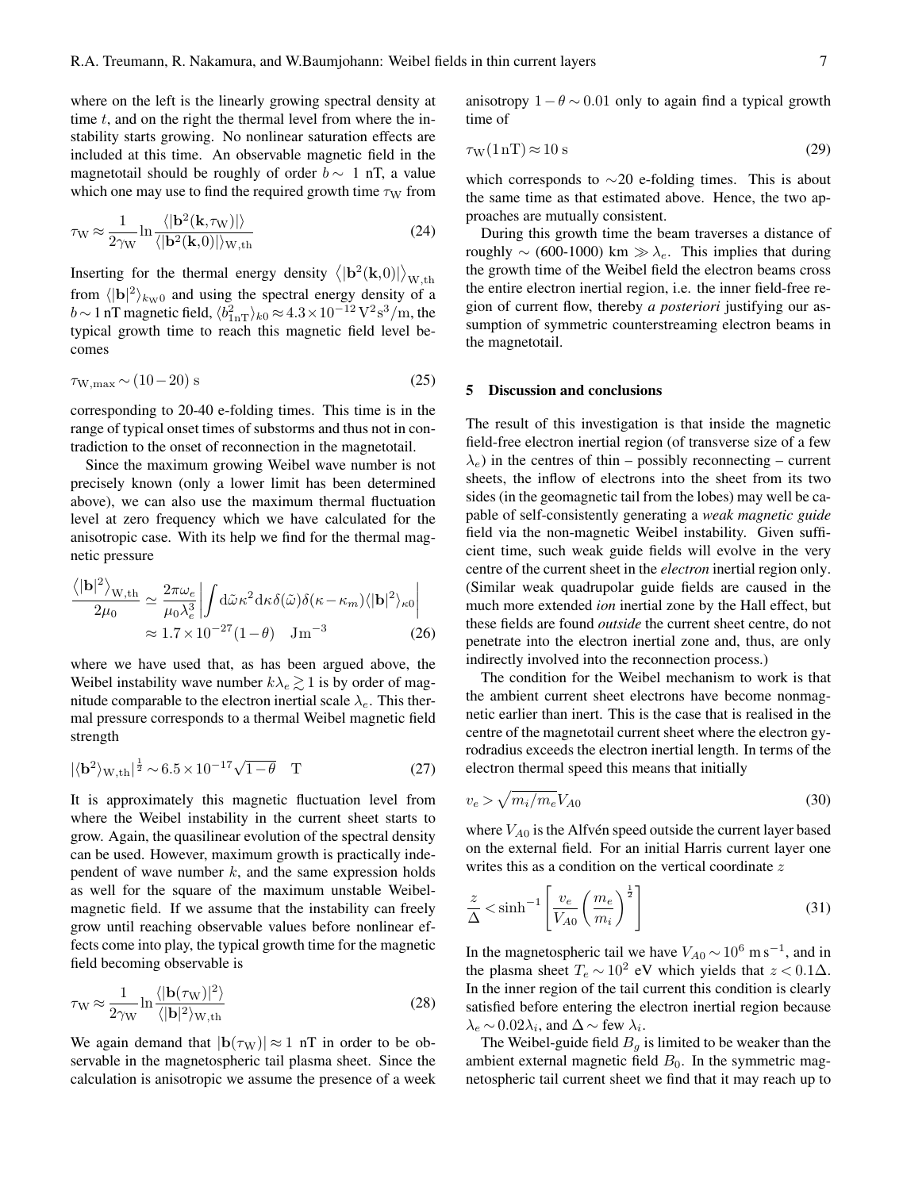where on the left is the linearly growing spectral density at time $t$, and on the right the thermal level from where the instability starts growing. No nonlinear saturation effects are included at this time. An observable magnetic field in the magnetotail should be roughly of order $b\sim$ 1 nT, a value which one may use to find the required growth time $\tau_{\rm W}$ from

$$\tau_{\rm W} \approx \frac{1}{2\gamma_{\rm W}} \ln \frac{\langle|\mathbf{b}^2(\mathbf{k},\tau_{\rm W})|\rangle}{\langle|\mathbf{b}^2(\mathbf{k},0)|\rangle_{\rm W,th}} \tag{24}$$

Inserting for the thermal energy density $\left\langle|\mathbf{b}^2(\mathbf{k},0)|\right\rangle_{\rm W,th}$ from $\langle|\mathbf{b}|^2\rangle_{k_{\rm W}0}$ and using the spectral energy density of a $b\sim 1$ nT magnetic field, $\langle b^2_{\rm 1nT}\rangle_{k0}\approx 4.3\times 10^{-12}\,{\rm V^2s^3/m}$, the typical growth time to reach this magnetic field level becomes

$$\tau_{\rm W,max} \sim (10-20)\ {\rm s} \tag{25}$$

corresponding to 20-40 e-folding times. This time is in the range of typical onset times of substorms and thus not in contradiction to the onset of reconnection in the magnetotail.

Since the maximum growing Weibel wave number is not precisely known (only a lower limit has been determined above), we can also use the maximum thermal fluctuation level at zero frequency which we have calculated for the anisotropic case. With its help we find for the thermal magnetic pressure

$$\begin{aligned}\frac{\left\langle|\mathbf{b}|^2\right\rangle_{\rm W,th}}{2\mu_0} &\simeq \frac{2\pi\omega_e}{\mu_0\lambda_e^3}\left|\int {\rm d}\tilde\omega\kappa^2{\rm d}\kappa\,\delta(\tilde\omega)\delta(\kappa-\kappa_m)\langle|\mathbf{b}|^2\rangle_{\kappa 0}\right| \\ &\approx 1.7\times 10^{-27}(1-\theta)\quad {\rm Jm^{-3}}\end{aligned} \tag{26}$$

where we have used that, as has been argued above, the Weibel instability wave number $k\lambda_e \gtrsim 1$ is by order of magnitude comparable to the electron inertial scale $\lambda_e$. This thermal pressure corresponds to a thermal Weibel magnetic field strength

$$|\langle\mathbf{b}^2\rangle_{\rm W,th}|^{\frac{1}{2}} \sim 6.5\times 10^{-17}\sqrt{1-\theta}\quad {\rm T} \tag{27}$$

It is approximately this magnetic fluctuation level from where the Weibel instability in the current sheet starts to grow. Again, the quasilinear evolution of the spectral density can be used. However, maximum growth is practically independent of wave number $k$, and the same expression holds as well for the square of the maximum unstable Weibel-magnetic field. If we assume that the instability can freely grow until reaching observable values before nonlinear effects come into play, the typical growth time for the magnetic field becoming observable is

$$\tau_{\rm W} \approx \frac{1}{2\gamma_{\rm W}} \ln \frac{\langle|\mathbf{b}(\tau_{\rm W})|^2\rangle}{\langle|\mathbf{b}|^2\rangle_{\rm W,th}} \tag{28}$$

We again demand that $|\mathbf{b}(\tau_{\rm W})|\approx 1$ nT in order to be observable in the magnetospheric tail plasma sheet. Since the calculation is anisotropic we assume the presence of a week anisotropy $1-\theta\sim 0.01$ only to again find a typical growth time of

$$\tau_{\rm W}(1\,{\rm nT}) \approx 10\ {\rm s} \tag{29}$$

which corresponds to $\sim$20 e-folding times. This is about the same time as that estimated above. Hence, the two approaches are mutually consistent.

During this growth time the beam traverses a distance of roughly $\sim$ (600-1000) km $\gg \lambda_e$. This implies that during the growth time of the Weibel field the electron beams cross the entire electron inertial region, i.e. the inner field-free region of current flow, thereby *a posteriori* justifying our assumption of symmetric counterstreaming electron beams in the magnetotail.

## 5 Discussion and conclusions

The result of this investigation is that inside the magnetic field-free electron inertial region (of transverse size of a few $\lambda_e$) in the centres of thin – possibly reconnecting – current sheets, the inflow of electrons into the sheet from its two sides (in the geomagnetic tail from the lobes) may well be capable of self-consistently generating a *weak magnetic guide* field via the non-magnetic Weibel instability. Given sufficient time, such weak guide fields will evolve in the very centre of the current sheet in the *electron* inertial region only. (Similar weak quadrupolar guide fields are caused in the much more extended *ion* inertial zone by the Hall effect, but these fields are found *outside* the current sheet centre, do not penetrate into the electron inertial zone and, thus, are only indirectly involved into the reconnection process.)

The condition for the Weibel mechanism to work is that the ambient current sheet electrons have become nonmagnetic earlier than inert. This is the case that is realised in the centre of the magnetotail current sheet where the electron gyroradius exceeds the electron inertial length. In terms of the electron thermal speed this means that initially

$$v_e > \sqrt{m_i/m_e}V_{A0} \tag{30}$$

where $V_{A0}$ is the Alfvén speed outside the current layer based on the external field. For an initial Harris current layer one writes this as a condition on the vertical coordinate $z$

$$\frac{z}{\Delta} < \sinh^{-1}\left[\frac{v_e}{V_{A0}}\left(\frac{m_e}{m_i}\right)^{\frac{1}{2}}\right] \tag{31}$$

In the magnetospheric tail we have $V_{A0}\sim 10^6$ m s$^{-1}$, and in the plasma sheet $T_e\sim 10^2$ eV which yields that $z<0.1\Delta$. In the inner region of the tail current this condition is clearly satisfied before entering the electron inertial region because $\lambda_e\sim 0.02\lambda_i$, and $\Delta\sim$ few $\lambda_i$.

The Weibel-guide field $B_g$ is limited to be weaker than the ambient external magnetic field $B_0$. In the symmetric magnetospheric tail current sheet we find that it may reach up to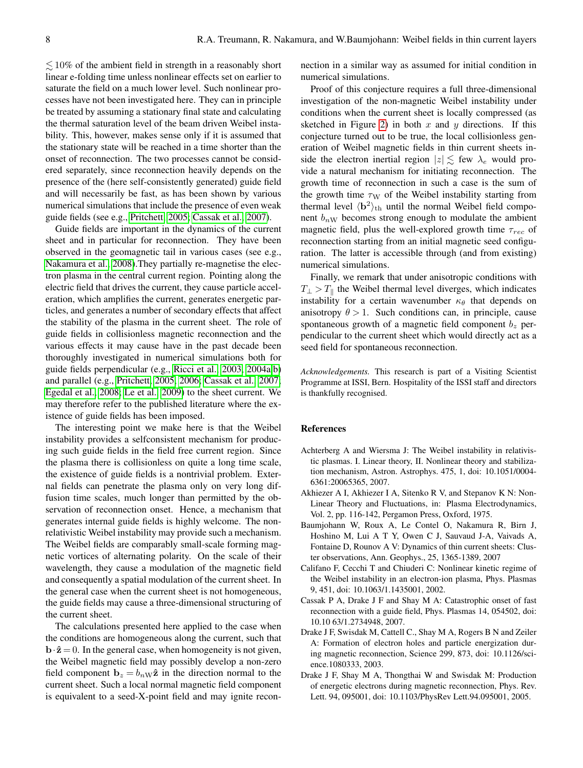$\lesssim 10\%$ of the ambient field in strength in a reasonably short linear e-folding time unless nonlinear effects set on earlier to saturate the field on a much lower level. Such nonlinear processes have not been investigated here. They can in principle be treated by assuming a stationary final state and calculating the thermal saturation level of the beam driven Weibel instability. This, however, makes sense only if it is assumed that the stationary state will be reached in a time shorter than the onset of reconnection. The two processes cannot be considered separately, since reconnection heavily depends on the presence of the (here self-consistently generated) guide field and will necessarily be fast, as has been shown by various numerical simulations that include the presence of even weak guide fields (see e.g., Pritchett, 2005; Cassak et al., 2007).

Guide fields are important in the dynamics of the current sheet and in particular for reconnection. They have been observed in the geomagnetic tail in various cases (see e.g., Nakamura et al., 2008).They partially re-magnetise the electron plasma in the central current region. Pointing along the electric field that drives the current, they cause particle acceleration, which amplifies the current, generates energetic particles, and generates a number of secondary effects that affect the stability of the plasma in the current sheet. The role of guide fields in collisionless magnetic reconnection and the various effects it may cause have in the past decade been thoroughly investigated in numerical simulations both for guide fields perpendicular (e.g., Ricci et al., 2003, 2004a,b) and parallel (e.g., Pritchett, 2005, 2006; Cassak et al., 2007; Egedal et al., 2008; Le et al., 2009) to the sheet current. We may therefore refer to the published literature where the existence of guide fields has been imposed.

The interesting point we make here is that the Weibel instability provides a selfconsistent mechanism for producing such guide fields in the field free current region. Since the plasma there is collisionless on quite a long time scale, the existence of guide fields is a nontrivial problem. External fields can penetrate the plasma only on very long diffusion time scales, much longer than permitted by the observation of reconnection onset. Hence, a mechanism that generates internal guide fields is highly welcome. The nonrelativistic Weibel instability may provide such a mechanism. The Weibel fields are comparably small-scale forming magnetic vortices of alternating polarity. On the scale of their wavelength, they cause a modulation of the magnetic field and consequently a spatial modulation of the current sheet. In the general case when the current sheet is not homogeneous, the guide fields may cause a three-dimensional structuring of the current sheet.

The calculations presented here applied to the case when the conditions are homogeneous along the current, such that $\mathbf{b}\cdot\hat{\mathbf{z}} = 0$. In the general case, when homogeneity is not given, the Weibel magnetic field may possibly develop a non-zero field component $\mathbf{b}_z = b_{n\mathrm{W}}\hat{\mathbf{z}}$ in the direction normal to the current sheet. Such a local normal magnetic field component is equivalent to a seed-X-point field and may ignite reconnection in a similar way as assumed for initial condition in numerical simulations.

Proof of this conjecture requires a full three-dimensional investigation of the non-magnetic Weibel instability under conditions when the current sheet is locally compressed (as sketched in Figure 2) in both $x$ and $y$ directions. If this conjecture turned out to be true, the local collisionless generation of Weibel magnetic fields in thin current sheets inside the electron inertial region $|z| \lesssim$ few $\lambda_e$ would provide a natural mechanism for initiating reconnection. The growth time of reconnection in such a case is the sum of the growth time $\tau_{\mathrm{W}}$ of the Weibel instability starting from thermal level $\langle \mathbf{b}^2 \rangle_{\mathrm{th}}$ until the normal Weibel field component $b_{n\mathrm{W}}$ becomes strong enough to modulate the ambient magnetic field, plus the well-explored growth time $\tau_{rec}$ of reconnection starting from an initial magnetic seed configuration. The latter is accessible through (and from existing) numerical simulations.

Finally, we remark that under anisotropic conditions with $T_\perp > T_\parallel$ the Weibel thermal level diverges, which indicates instability for a certain wavenumber $\kappa_\theta$ that depends on anisotropy $\theta > 1$. Such conditions can, in principle, cause spontaneous growth of a magnetic field component $b_z$ perpendicular to the current sheet which would directly act as a seed field for spontaneous reconnection.

*Acknowledgements.* This research is part of a Visiting Scientist Programme at ISSI, Bern. Hospitality of the ISSI staff and directors is thankfully recognised.

## References

Achterberg A and Wiersma J: The Weibel instability in relativistic plasmas. I. Linear theory, II. Nonlinear theory and stabilization mechanism, Astron. Astrophys. 475, 1, doi: 10.1051/0004-6361:20065365, 2007.

Akhiezer A I, Akhiezer I A, Sitenko R V, and Stepanov K N: Non-Linear Theory and Fluctuations, in: Plasma Electrodynamics, Vol. 2, pp. 116-142, Pergamon Press, Oxford, 1975.

Baumjohann W, Roux A, Le Contel O, Nakamura R, Birn J, Hoshino M, Lui A T Y, Owen C J, Sauvaud J-A, Vaivads A, Fontaine D, Rounov A V: Dynamics of thin current sheets: Cluster observations, Ann. Geophys., 25, 1365-1389, 2007

Califano F, Cecchi T and Chiuderi C: Nonlinear kinetic regime of the Weibel instability in an electron-ion plasma, Phys. Plasmas 9, 451, doi: 10.1063/1.1435001, 2002.

Cassak P A, Drake J F and Shay M A: Catastrophic onset of fast reconnection with a guide field, Phys. Plasmas 14, 054502, doi: 10.10 63/1.2734948, 2007.

Drake J F, Swisdak M, Cattell C., Shay M A, Rogers B N and Zeiler A: Formation of electron holes and particle energization during magnetic reconnection, Science 299, 873, doi: 10.1126/science.1080333, 2003.

Drake J F, Shay M A, Thongthai W and Swisdak M: Production of energetic electrons during magnetic reconnection, Phys. Rev. Lett. 94, 095001, doi: 10.1103/PhysRev Lett.94.095001, 2005.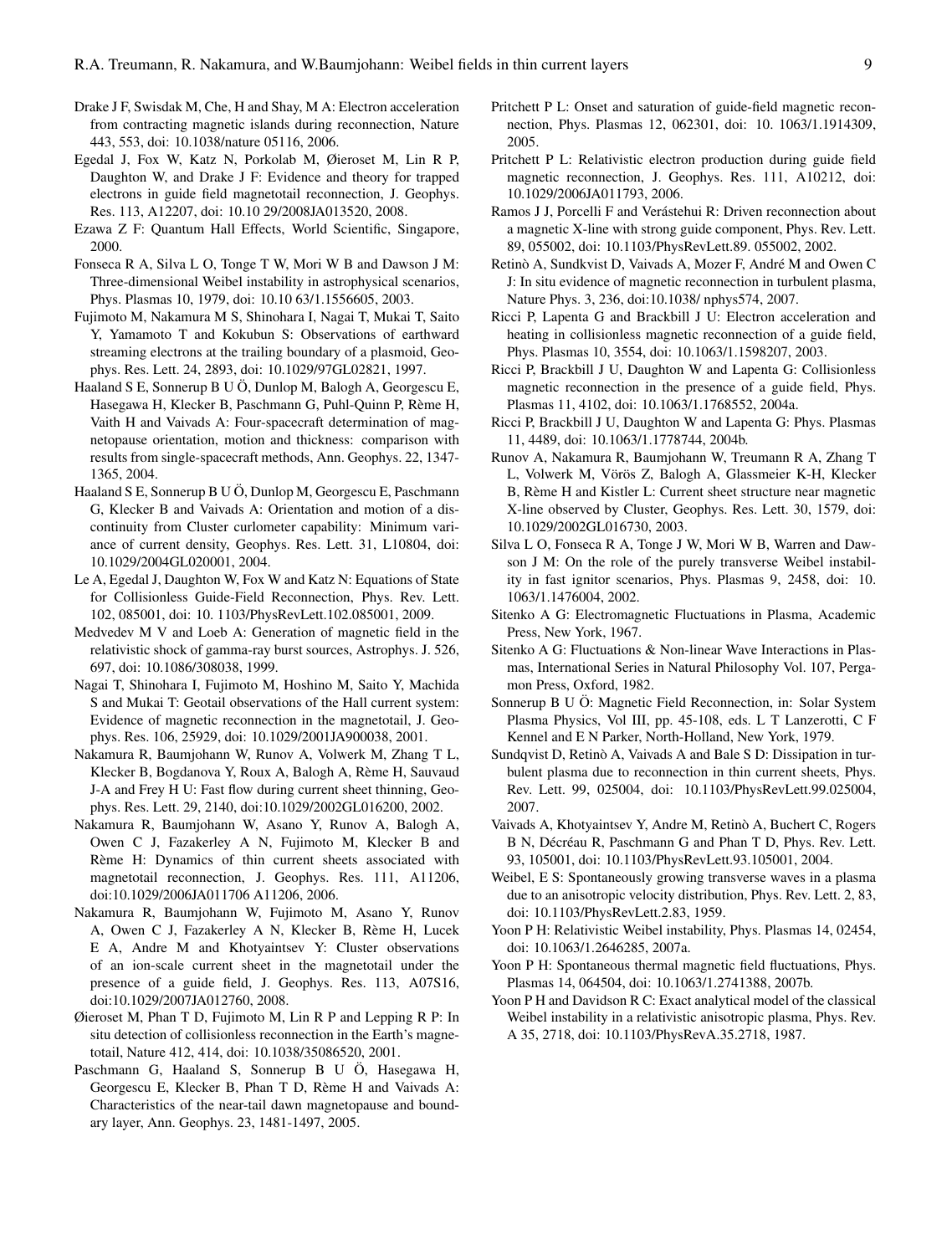Drake J F, Swisdak M, Che, H and Shay, M A: Electron acceleration from contracting magnetic islands during reconnection, Nature 443, 553, doi: 10.1038/nature 05116, 2006.

Egedal J, Fox W, Katz N, Porkolab M, Øieroset M, Lin R P, Daughton W, and Drake J F: Evidence and theory for trapped electrons in guide field magnetotail reconnection, J. Geophys. Res. 113, A12207, doi: 10.10 29/2008JA013520, 2008.

Ezawa Z F: Quantum Hall Effects, World Scientific, Singapore, 2000.

Fonseca R A, Silva L O, Tonge T W, Mori W B and Dawson J M: Three-dimensional Weibel instability in astrophysical scenarios, Phys. Plasmas 10, 1979, doi: 10.10 63/1.1556605, 2003.

Fujimoto M, Nakamura M S, Shinohara I, Nagai T, Mukai T, Saito Y, Yamamoto T and Kokubun S: Observations of earthward streaming electrons at the trailing boundary of a plasmoid, Geophys. Res. Lett. 24, 2893, doi: 10.1029/97GL02821, 1997.

Haaland S E, Sonnerup B U Ö, Dunlop M, Balogh A, Georgescu E, Hasegawa H, Klecker B, Paschmann G, Puhl-Quinn P, Rème H, Vaith H and Vaivads A: Four-spacecraft determination of magnetopause orientation, motion and thickness: comparison with results from single-spacecraft methods, Ann. Geophys. 22, 1347-1365, 2004.

Haaland S E, Sonnerup B U Ö, Dunlop M, Georgescu E, Paschmann G, Klecker B and Vaivads A: Orientation and motion of a discontinuity from Cluster curlometer capability: Minimum variance of current density, Geophys. Res. Lett. 31, L10804, doi: 10.1029/2004GL020001, 2004.

Le A, Egedal J, Daughton W, Fox W and Katz N: Equations of State for Collisionless Guide-Field Reconnection, Phys. Rev. Lett. 102, 085001, doi: 10. 1103/PhysRevLett.102.085001, 2009.

Medvedev M V and Loeb A: Generation of magnetic field in the relativistic shock of gamma-ray burst sources, Astrophys. J. 526, 697, doi: 10.1086/308038, 1999.

Nagai T, Shinohara I, Fujimoto M, Hoshino M, Saito Y, Machida S and Mukai T: Geotail observations of the Hall current system: Evidence of magnetic reconnection in the magnetotail, J. Geophys. Res. 106, 25929, doi: 10.1029/2001JA900038, 2001.

Nakamura R, Baumjohann W, Runov A, Volwerk M, Zhang T L, Klecker B, Bogdanova Y, Roux A, Balogh A, Rème H, Sauvaud J-A and Frey H U: Fast flow during current sheet thinning, Geophys. Res. Lett. 29, 2140, doi:10.1029/2002GL016200, 2002.

Nakamura R, Baumjohann W, Asano Y, Runov A, Balogh A, Owen C J, Fazakerley A N, Fujimoto M, Klecker B and Rème H: Dynamics of thin current sheets associated with magnetotail reconnection, J. Geophys. Res. 111, A11206, doi:10.1029/2006JA011706 A11206, 2006.

Nakamura R, Baumjohann W, Fujimoto M, Asano Y, Runov A, Owen C J, Fazakerley A N, Klecker B, Rème H, Lucek E A, Andre M and Khotyaintsev Y: Cluster observations of an ion-scale current sheet in the magnetotail under the presence of a guide field, J. Geophys. Res. 113, A07S16, doi:10.1029/2007JA012760, 2008.

Øieroset M, Phan T D, Fujimoto M, Lin R P and Lepping R P: In situ detection of collisionless reconnection in the Earth's magnetotail, Nature 412, 414, doi: 10.1038/35086520, 2001.

Paschmann G, Haaland S, Sonnerup B U Ö, Hasegawa H, Georgescu E, Klecker B, Phan T D, Rème H and Vaivads A: Characteristics of the near-tail dawn magnetopause and boundary layer, Ann. Geophys. 23, 1481-1497, 2005.

Pritchett P L: Onset and saturation of guide-field magnetic reconnection, Phys. Plasmas 12, 062301, doi: 10. 1063/1.1914309, 2005.

Pritchett P L: Relativistic electron production during guide field magnetic reconnection, J. Geophys. Res. 111, A10212, doi: 10.1029/2006JA011793, 2006.

Ramos J J, Porcelli F and Verástehui R: Driven reconnection about a magnetic X-line with strong guide component, Phys. Rev. Lett. 89, 055002, doi: 10.1103/PhysRevLett.89. 055002, 2002.

Retinò A, Sundkvist D, Vaivads A, Mozer F, André M and Owen C J: In situ evidence of magnetic reconnection in turbulent plasma, Nature Phys. 3, 236, doi:10.1038/ nphys574, 2007.

Ricci P, Lapenta G and Brackbill J U: Electron acceleration and heating in collisionless magnetic reconnection of a guide field, Phys. Plasmas 10, 3554, doi: 10.1063/1.1598207, 2003.

Ricci P, Brackbill J U, Daughton W and Lapenta G: Collisionless magnetic reconnection in the presence of a guide field, Phys. Plasmas 11, 4102, doi: 10.1063/1.1768552, 2004a.

Ricci P, Brackbill J U, Daughton W and Lapenta G: Phys. Plasmas 11, 4489, doi: 10.1063/1.1778744, 2004b.

Runov A, Nakamura R, Baumjohann W, Treumann R A, Zhang T L, Volwerk M, Vörös Z, Balogh A, Glassmeier K-H, Klecker B, Rème H and Kistler L: Current sheet structure near magnetic X-line observed by Cluster, Geophys. Res. Lett. 30, 1579, doi: 10.1029/2002GL016730, 2003.

Silva L O, Fonseca R A, Tonge J W, Mori W B, Warren and Dawson J M: On the role of the purely transverse Weibel instability in fast ignitor scenarios, Phys. Plasmas 9, 2458, doi: 10. 1063/1.1476004, 2002.

Sitenko A G: Electromagnetic Fluctuations in Plasma, Academic Press, New York, 1967.

Sitenko A G: Fluctuations & Non-linear Wave Interactions in Plasmas, International Series in Natural Philosophy Vol. 107, Pergamon Press, Oxford, 1982.

Sonnerup B U Ö: Magnetic Field Reconnection, in: Solar System Plasma Physics, Vol III, pp. 45-108, eds. L T Lanzerotti, C F Kennel and E N Parker, North-Holland, New York, 1979.

Sundqvist D, Retinò A, Vaivads A and Bale S D: Dissipation in turbulent plasma due to reconnection in thin current sheets, Phys. Rev. Lett. 99, 025004, doi: 10.1103/PhysRevLett.99.025004, 2007.

Vaivads A, Khotyaintsev Y, Andre M, Retinò A, Buchert C, Rogers B N, Décréau R, Paschmann G and Phan T D, Phys. Rev. Lett. 93, 105001, doi: 10.1103/PhysRevLett.93.105001, 2004.

Weibel, E S: Spontaneously growing transverse waves in a plasma due to an anisotropic velocity distribution, Phys. Rev. Lett. 2, 83, doi: 10.1103/PhysRevLett.2.83, 1959.

Yoon P H: Relativistic Weibel instability, Phys. Plasmas 14, 02454, doi: 10.1063/1.2646285, 2007a.

Yoon P H: Spontaneous thermal magnetic field fluctuations, Phys. Plasmas 14, 064504, doi: 10.1063/1.2741388, 2007b.

Yoon P H and Davidson R C: Exact analytical model of the classical Weibel instability in a relativistic anisotropic plasma, Phys. Rev. A 35, 2718, doi: 10.1103/PhysRevA.35.2718, 1987.